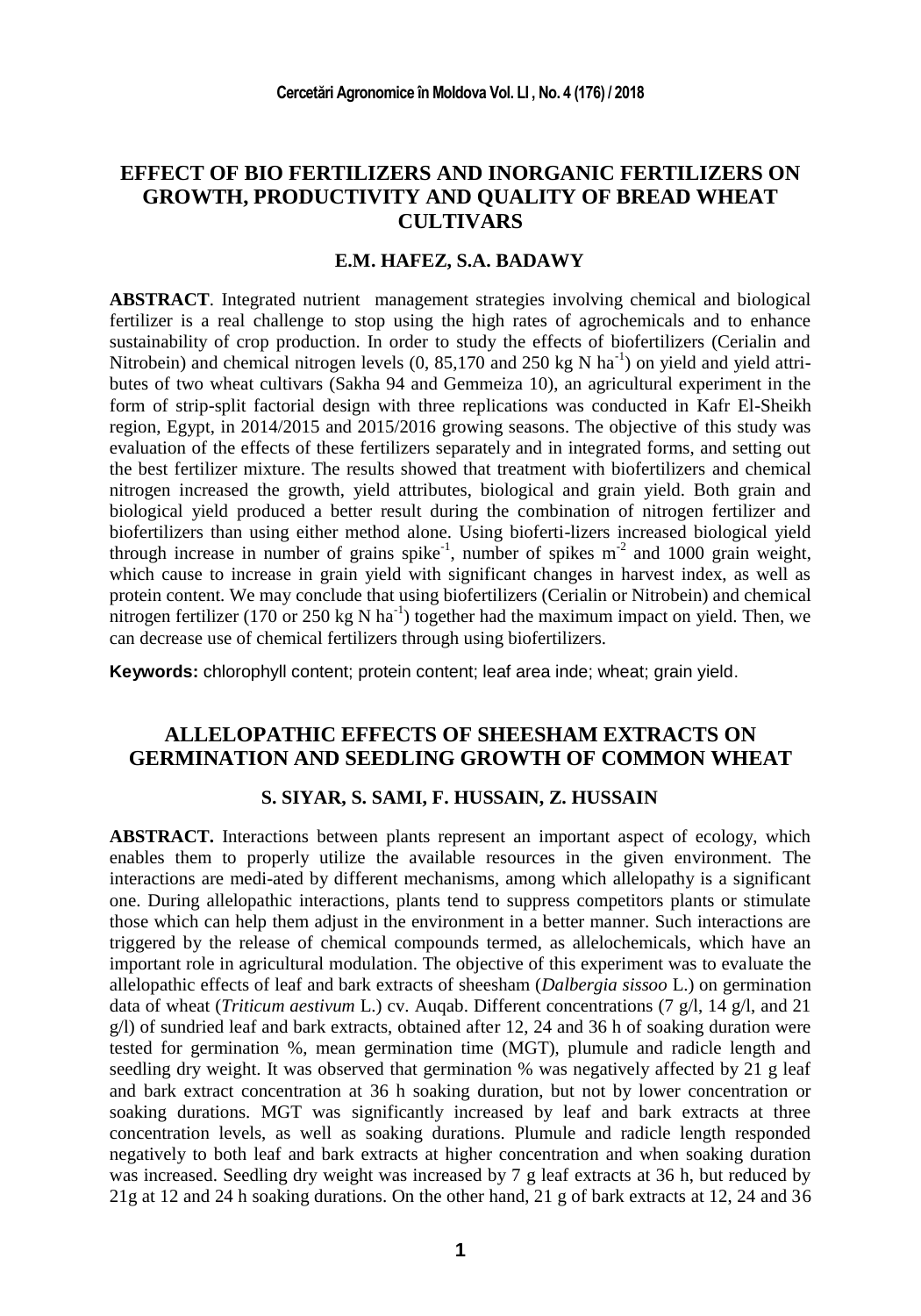# EFFECT OF BIO FERTILIZERS AND INORGANIC FERTILIZERS ON GROWTH, PRODUCTIVITY AND QUALITY OF BREAD WHEAT CULTIVARS

**E.M. HAFEZ, S.A. BADAWY**

**ABSTRACT**. Integrated nutrient management strategies involving chemical and biological fertilizer is a real challenge to stop using the high rates of agrochemicals and to enhance sustainability of crop production. In order to study the effects of biofertilizers (Cerialin and Nitrobein) and chemical nitrogen levels (0, 85,170 and 250 kg N ha$^{-1}$) on yield and yield attributes of two wheat cultivars (Sakha 94 and Gemmeiza 10), an agricultural experiment in the form of strip-split factorial design with three replications was conducted in Kafr El-Sheikh region, Egypt, in 2014/2015 and 2015/2016 growing seasons. The objective of this study was evaluation of the effects of these fertilizers separately and in integrated forms, and setting out the best fertilizer mixture. The results showed that treatment with biofertilizers and chemical nitrogen increased the growth, yield attributes, biological and grain yield. Both grain and biological yield produced a better result during the combination of nitrogen fertilizer and biofertilizers than using either method alone. Using bioferti-lizers increased biological yield through increase in number of grains spike$^{-1}$, number of spikes m$^{-2}$ and 1000 grain weight, which cause to increase in grain yield with significant changes in harvest index, as well as protein content. We may conclude that using biofertilizers (Cerialin or Nitrobein) and chemical nitrogen fertilizer (170 or 250 kg N ha$^{-1}$) together had the maximum impact on yield. Then, we can decrease use of chemical fertilizers through using biofertilizers.

**Keywords:** chlorophyll content; protein content; leaf area inde; wheat; grain yield.

# ALLELOPATHIC EFFECTS OF SHEESHAM EXTRACTS ON GERMINATION AND SEEDLING GROWTH OF COMMON WHEAT

**S. SIYAR, S. SAMI, F. HUSSAIN, Z. HUSSAIN**

**ABSTRACT.** Interactions between plants represent an important aspect of ecology, which enables them to properly utilize the available resources in the given environment. The interactions are medi-ated by different mechanisms, among which allelopathy is a significant one. During allelopathic interactions, plants tend to suppress competitors plants or stimulate those which can help them adjust in the environment in a better manner. Such interactions are triggered by the release of chemical compounds termed, as allelochemicals, which have an important role in agricultural modulation. The objective of this experiment was to evaluate the allelopathic effects of leaf and bark extracts of sheesham (*Dalbergia sissoo* L.) on germination data of wheat (*Triticum aestivum* L.) cv. Auqab. Different concentrations (7 g/l, 14 g/l, and 21 g/l) of sundried leaf and bark extracts, obtained after 12, 24 and 36 h of soaking duration were tested for germination %, mean germination time (MGT), plumule and radicle length and seedling dry weight. It was observed that germination % was negatively affected by 21 g leaf and bark extract concentration at 36 h soaking duration, but not by lower concentration or soaking durations. MGT was significantly increased by leaf and bark extracts at three concentration levels, as well as soaking durations. Plumule and radicle length responded negatively to both leaf and bark extracts at higher concentration and when soaking duration was increased. Seedling dry weight was increased by 7 g leaf extracts at 36 h, but reduced by 21g at 12 and 24 h soaking durations. On the other hand, 21 g of bark extracts at 12, 24 and 36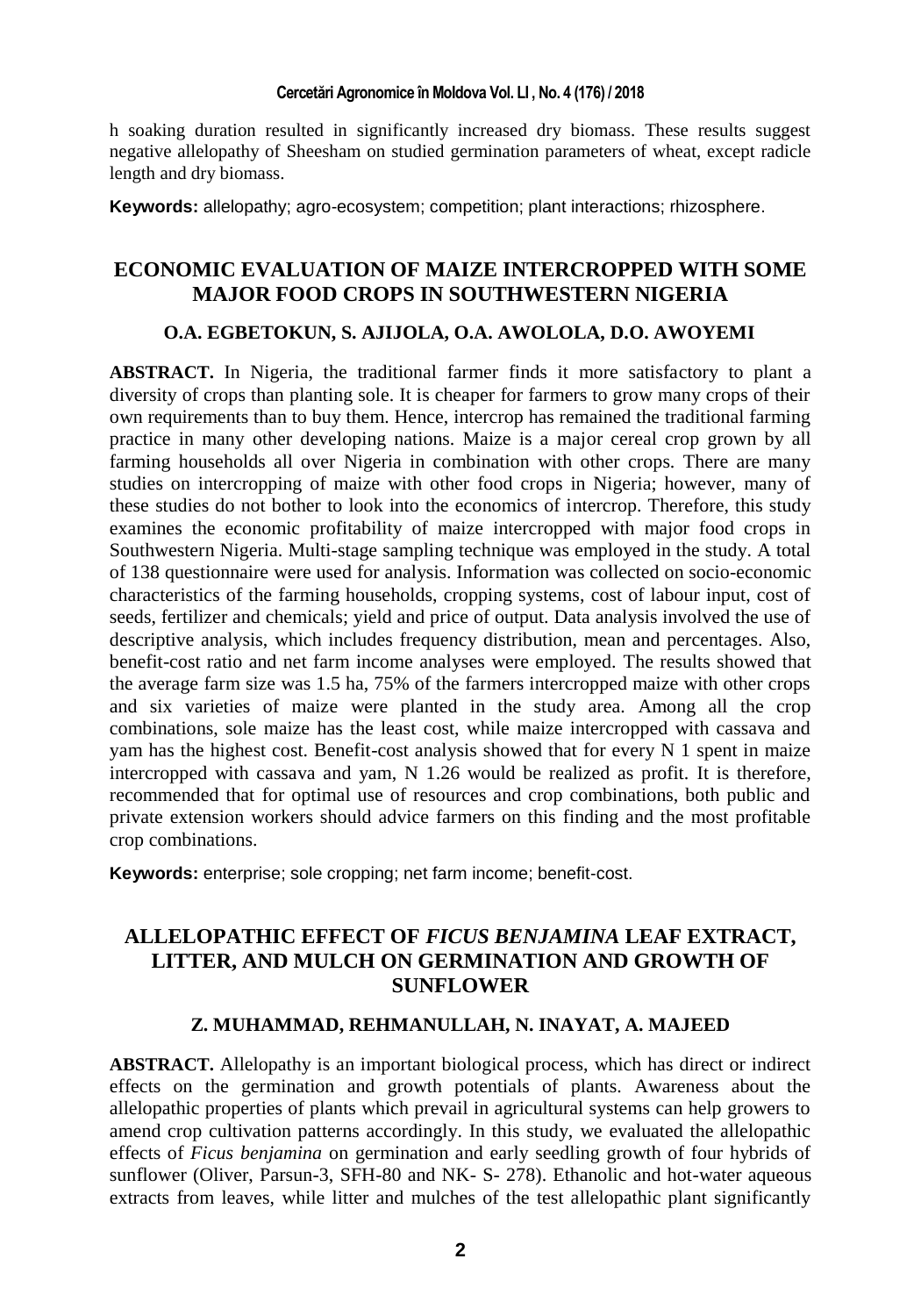h soaking duration resulted in significantly increased dry biomass. These results suggest negative allelopathy of Sheesham on studied germination parameters of wheat, except radicle length and dry biomass.

**Keywords:** allelopathy; agro-ecosystem; competition; plant interactions; rhizosphere.

## ECONOMIC EVALUATION OF MAIZE INTERCROPPED WITH SOME MAJOR FOOD CROPS IN SOUTHWESTERN NIGERIA

### O.A. EGBETOKUN, S. AJIJOLA, O.A. AWOLOLA, D.O. AWOYEMI

**ABSTRACT.** In Nigeria, the traditional farmer finds it more satisfactory to plant a diversity of crops than planting sole. It is cheaper for farmers to grow many crops of their own requirements than to buy them. Hence, intercrop has remained the traditional farming practice in many other developing nations. Maize is a major cereal crop grown by all farming households all over Nigeria in combination with other crops. There are many studies on intercropping of maize with other food crops in Nigeria; however, many of these studies do not bother to look into the economics of intercrop. Therefore, this study examines the economic profitability of maize intercropped with major food crops in Southwestern Nigeria. Multi-stage sampling technique was employed in the study. A total of 138 questionnaire were used for analysis. Information was collected on socio-economic characteristics of the farming households, cropping systems, cost of labour input, cost of seeds, fertilizer and chemicals; yield and price of output. Data analysis involved the use of descriptive analysis, which includes frequency distribution, mean and percentages. Also, benefit-cost ratio and net farm income analyses were employed. The results showed that the average farm size was 1.5 ha, 75% of the farmers intercropped maize with other crops and six varieties of maize were planted in the study area. Among all the crop combinations, sole maize has the least cost, while maize intercropped with cassava and yam has the highest cost. Benefit-cost analysis showed that for every N 1 spent in maize intercropped with cassava and yam, N 1.26 would be realized as profit. It is therefore, recommended that for optimal use of resources and crop combinations, both public and private extension workers should advice farmers on this finding and the most profitable crop combinations.

**Keywords:** enterprise; sole cropping; net farm income; benefit-cost.

## ALLELOPATHIC EFFECT OF *FICUS BENJAMINA* LEAF EXTRACT, LITTER, AND MULCH ON GERMINATION AND GROWTH OF SUNFLOWER

### Z. MUHAMMAD, REHMANULLAH, N. INAYAT, A. MAJEED

**ABSTRACT.** Allelopathy is an important biological process, which has direct or indirect effects on the germination and growth potentials of plants. Awareness about the allelopathic properties of plants which prevail in agricultural systems can help growers to amend crop cultivation patterns accordingly. In this study, we evaluated the allelopathic effects of *Ficus benjamina* on germination and early seedling growth of four hybrids of sunflower (Oliver, Parsun-3, SFH-80 and NK- S- 278). Ethanolic and hot-water aqueous extracts from leaves, while litter and mulches of the test allelopathic plant significantly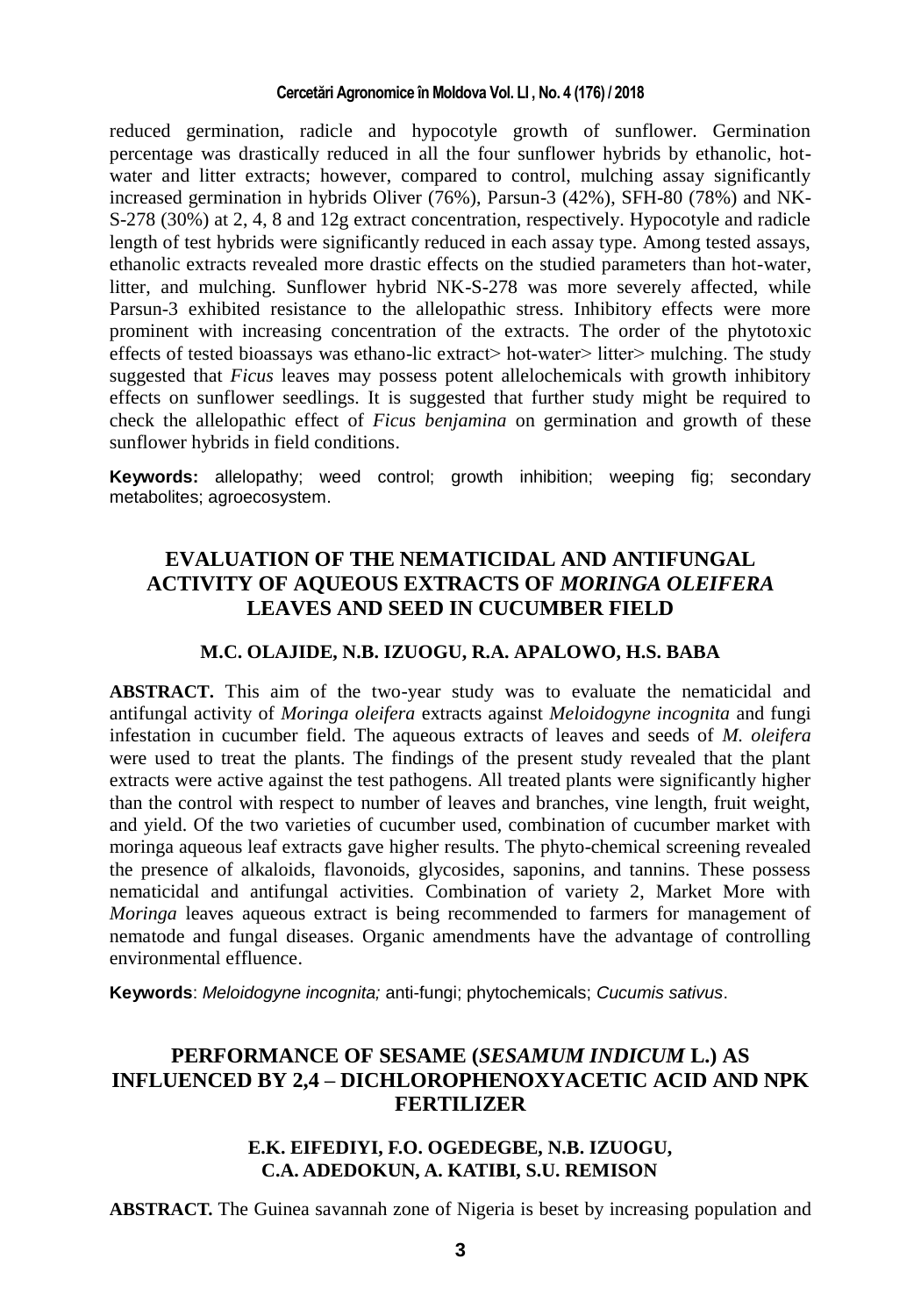reduced germination, radicle and hypocotyle growth of sunflower. Germination percentage was drastically reduced in all the four sunflower hybrids by ethanolic, hot-water and litter extracts; however, compared to control, mulching assay significantly increased germination in hybrids Oliver (76%), Parsun-3 (42%), SFH-80 (78%) and NK-S-278 (30%) at 2, 4, 8 and 12g extract concentration, respectively. Hypocotyle and radicle length of test hybrids were significantly reduced in each assay type. Among tested assays, ethanolic extracts revealed more drastic effects on the studied parameters than hot-water, litter, and mulching. Sunflower hybrid NK-S-278 was more severely affected, while Parsun-3 exhibited resistance to the allelopathic stress. Inhibitory effects were more prominent with increasing concentration of the extracts. The order of the phytotoxic effects of tested bioassays was ethano-lic extract> hot-water> litter> mulching. The study suggested that *Ficus* leaves may possess potent allelochemicals with growth inhibitory effects on sunflower seedlings. It is suggested that further study might be required to check the allelopathic effect of *Ficus benjamina* on germination and growth of these sunflower hybrids in field conditions.

**Keywords:** allelopathy; weed control; growth inhibition; weeping fig; secondary metabolites; agroecosystem.

## EVALUATION OF THE NEMATICIDAL AND ANTIFUNGAL ACTIVITY OF AQUEOUS EXTRACTS OF *MORINGA OLEIFERA* LEAVES AND SEED IN CUCUMBER FIELD

**M.C. OLAJIDE, N.B. IZUOGU, R.A. APALOWO, H.S. BABA**

**ABSTRACT.** This aim of the two-year study was to evaluate the nematicidal and antifungal activity of *Moringa oleifera* extracts against *Meloidogyne incognita* and fungi infestation in cucumber field. The aqueous extracts of leaves and seeds of *M. oleifera* were used to treat the plants. The findings of the present study revealed that the plant extracts were active against the test pathogens. All treated plants were significantly higher than the control with respect to number of leaves and branches, vine length, fruit weight, and yield. Of the two varieties of cucumber used, combination of cucumber market with moringa aqueous leaf extracts gave higher results. The phyto-chemical screening revealed the presence of alkaloids, flavonoids, glycosides, saponins, and tannins. These possess nematicidal and antifungal activities. Combination of variety 2, Market More with *Moringa* leaves aqueous extract is being recommended to farmers for management of nematode and fungal diseases. Organic amendments have the advantage of controlling environmental effluence.

**Keywords**: *Meloidogyne incognita;* anti-fungi; phytochemicals; *Cucumis sativus*.

## PERFORMANCE OF SESAME (*SESAMUM INDICUM* L.) AS INFLUENCED BY 2,4 – DICHLOROPHENOXYACETIC ACID AND NPK FERTILIZER

**E.K. EIFEDIYI, F.O. OGEDEGBE, N.B. IZUOGU, C.A. ADEDOKUN, A. KATIBI, S.U. REMISON**

**ABSTRACT.** The Guinea savannah zone of Nigeria is beset by increasing population and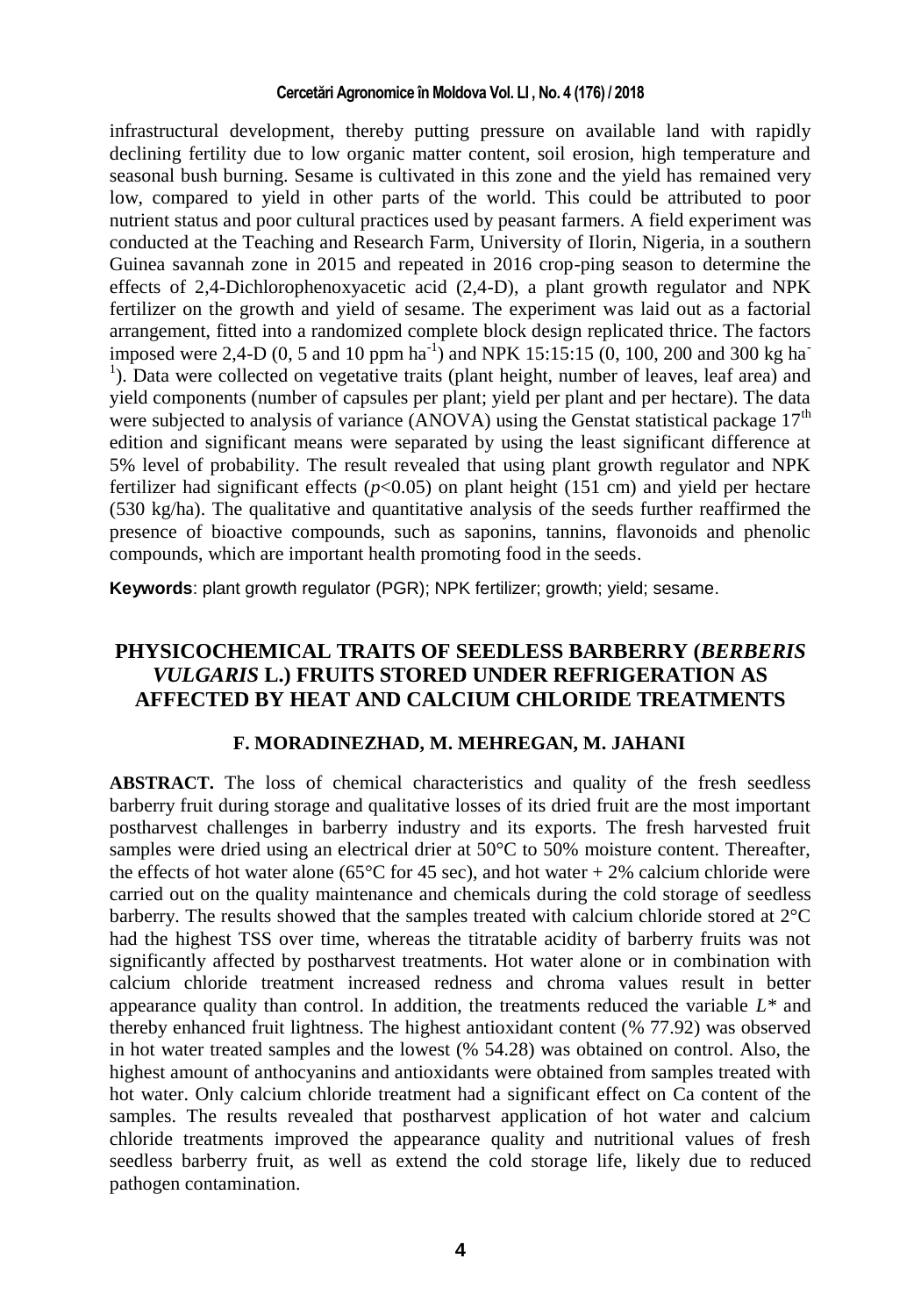infrastructural development, thereby putting pressure on available land with rapidly declining fertility due to low organic matter content, soil erosion, high temperature and seasonal bush burning. Sesame is cultivated in this zone and the yield has remained very low, compared to yield in other parts of the world. This could be attributed to poor nutrient status and poor cultural practices used by peasant farmers. A field experiment was conducted at the Teaching and Research Farm, University of Ilorin, Nigeria, in a southern Guinea savannah zone in 2015 and repeated in 2016 crop-ping season to determine the effects of 2,4-Dichlorophenoxyacetic acid (2,4-D), a plant growth regulator and NPK fertilizer on the growth and yield of sesame. The experiment was laid out as a factorial arrangement, fitted into a randomized complete block design replicated thrice. The factors imposed were 2,4-D (0, 5 and 10 ppm $ha^{-1}$) and NPK 15:15:15 (0, 100, 200 and 300 kg $ha^{-1}$). Data were collected on vegetative traits (plant height, number of leaves, leaf area) and yield components (number of capsules per plant; yield per plant and per hectare). The data were subjected to analysis of variance (ANOVA) using the Genstat statistical package $17^{th}$ edition and significant means were separated by using the least significant difference at 5% level of probability. The result revealed that using plant growth regulator and NPK fertilizer had significant effects ($p<0.05$) on plant height (151 cm) and yield per hectare (530 kg/ha). The qualitative and quantitative analysis of the seeds further reaffirmed the presence of bioactive compounds, such as saponins, tannins, flavonoids and phenolic compounds, which are important health promoting food in the seeds.

**Keywords**: plant growth regulator (PGR); NPK fertilizer; growth; yield; sesame.

## PHYSICOCHEMICAL TRAITS OF SEEDLESS BARBERRY (*BERBERIS VULGARIS* L.) FRUITS STORED UNDER REFRIGERATION AS AFFECTED BY HEAT AND CALCIUM CHLORIDE TREATMENTS

**F. MORADINEZHAD, M. MEHREGAN, M. JAHANI**

**ABSTRACT.** The loss of chemical characteristics and quality of the fresh seedless barberry fruit during storage and qualitative losses of its dried fruit are the most important postharvest challenges in barberry industry and its exports. The fresh harvested fruit samples were dried using an electrical drier at 50°C to 50% moisture content. Thereafter, the effects of hot water alone (65°C for 45 sec), and hot water + 2% calcium chloride were carried out on the quality maintenance and chemicals during the cold storage of seedless barberry. The results showed that the samples treated with calcium chloride stored at 2°C had the highest TSS over time, whereas the titratable acidity of barberry fruits was not significantly affected by postharvest treatments. Hot water alone or in combination with calcium chloride treatment increased redness and chroma values result in better appearance quality than control. In addition, the treatments reduced the variable $L^*$ and thereby enhanced fruit lightness. The highest antioxidant content (% 77.92) was observed in hot water treated samples and the lowest (% 54.28) was obtained on control. Also, the highest amount of anthocyanins and antioxidants were obtained from samples treated with hot water. Only calcium chloride treatment had a significant effect on Ca content of the samples. The results revealed that postharvest application of hot water and calcium chloride treatments improved the appearance quality and nutritional values of fresh seedless barberry fruit, as well as extend the cold storage life, likely due to reduced pathogen contamination.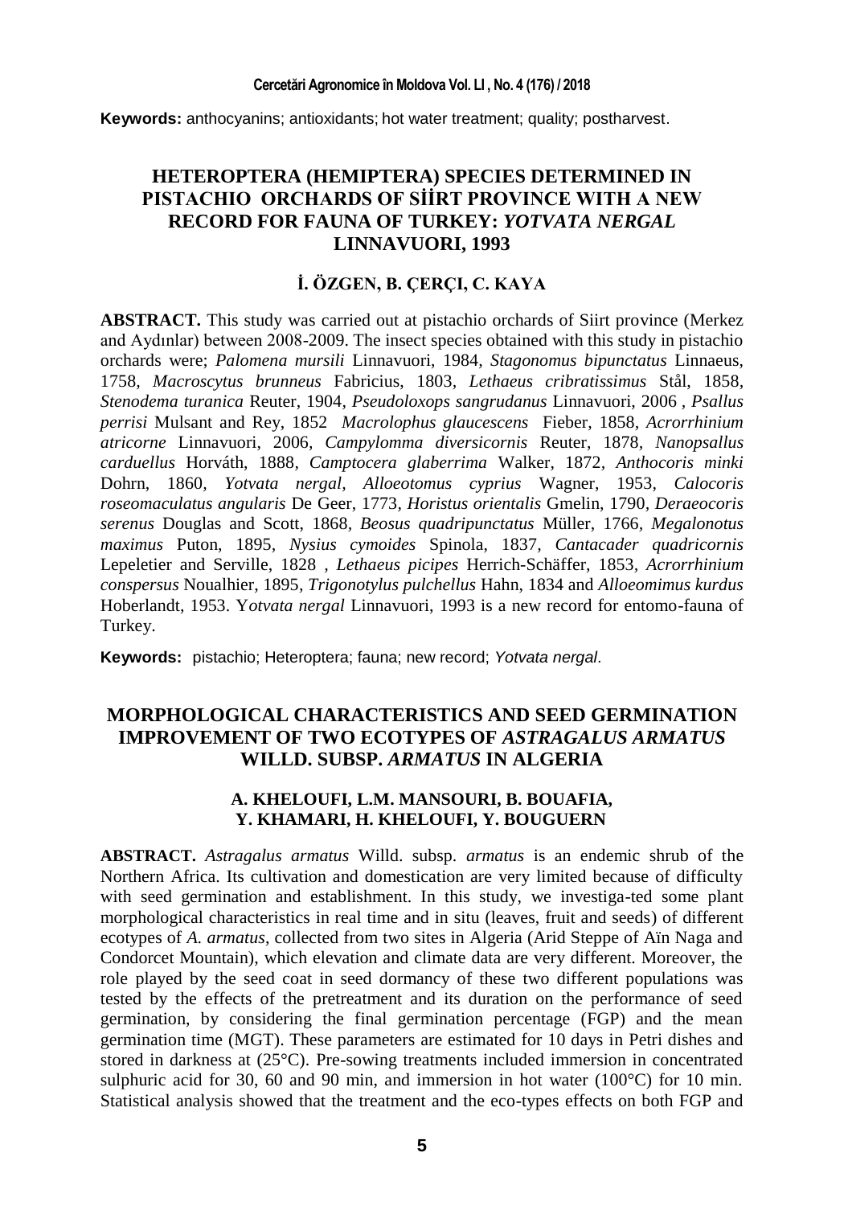**Keywords:** anthocyanins; antioxidants; hot water treatment; quality; postharvest.

## HETEROPTERA (HEMIPTERA) SPECIES DETERMINED IN PISTACHIO ORCHARDS OF SİİRT PROVINCE WITH A NEW RECORD FOR FAUNA OF TURKEY: *YOTVATA NERGAL* LINNAVUORI, 1993

### İ. ÖZGEN, B. ÇERÇI, C. KAYA

**ABSTRACT.** This study was carried out at pistachio orchards of Siirt province (Merkez and Aydınlar) between 2008-2009. The insect species obtained with this study in pistachio orchards were; *Palomena mursili* Linnavuori, 1984, *Stagonomus bipunctatus* Linnaeus, 1758, *Macroscytus brunneus* Fabricius, 1803, *Lethaeus cribratissimus* Stål, 1858, *Stenodema turanica* Reuter, 1904, *Pseudoloxops sangrudanus* Linnavuori, 2006 , *Psallus perrisi* Mulsant and Rey, 1852 *Macrolophus glaucescens* Fieber, 1858, *Acrorrhinium atricorne* Linnavuori, 2006, *Campylomma diversicornis* Reuter, 1878, *Nanopsallus carduellus* Horváth, 1888, *Camptocera glaberrima* Walker, 1872, *Anthocoris minki* Dohrn, 1860, *Yotvata nergal*, *Alloeotomus cyprius* Wagner, 1953, *Calocoris roseomaculatus angularis* De Geer, 1773, *Horistus orientalis* Gmelin, 1790, *Deraeocoris serenus* Douglas and Scott, 1868, *Beosus quadripunctatus* Müller, 1766, *Megalonotus maximus* Puton, 1895, *Nysius cymoides* Spinola, 1837, *Cantacader quadricornis* Lepeletier and Serville, 1828 , *Lethaeus picipes* Herrich-Schäffer, 1853, *Acrorrhinium conspersus* Noualhier, 1895, *Trigonotylus pulchellus* Hahn, 1834 and *Alloeomimus kurdus* Hoberlandt, 1953. Y*otvata nergal* Linnavuori, 1993 is a new record for entomo-fauna of Turkey.

**Keywords:** pistachio; Heteroptera; fauna; new record; *Yotvata nergal*.

## MORPHOLOGICAL CHARACTERISTICS AND SEED GERMINATION IMPROVEMENT OF TWO ECOTYPES OF *ASTRAGALUS ARMATUS* WILLD. SUBSP. *ARMATUS* IN ALGERIA

### A. KHELOUFI, L.M. MANSOURI, B. BOUAFIA, Y. KHAMARI, H. KHELOUFI, Y. BOUGUERN

**ABSTRACT.** *Astragalus armatus* Willd. subsp. *armatus* is an endemic shrub of the Northern Africa. Its cultivation and domestication are very limited because of difficulty with seed germination and establishment. In this study, we investiga-ted some plant morphological characteristics in real time and in situ (leaves, fruit and seeds) of different ecotypes of *A. armatus*, collected from two sites in Algeria (Arid Steppe of Aïn Naga and Condorcet Mountain), which elevation and climate data are very different. Moreover, the role played by the seed coat in seed dormancy of these two different populations was tested by the effects of the pretreatment and its duration on the performance of seed germination, by considering the final germination percentage (FGP) and the mean germination time (MGT). These parameters are estimated for 10 days in Petri dishes and stored in darkness at (25°C). Pre-sowing treatments included immersion in concentrated sulphuric acid for 30, 60 and 90 min, and immersion in hot water (100°C) for 10 min. Statistical analysis showed that the treatment and the eco-types effects on both FGP and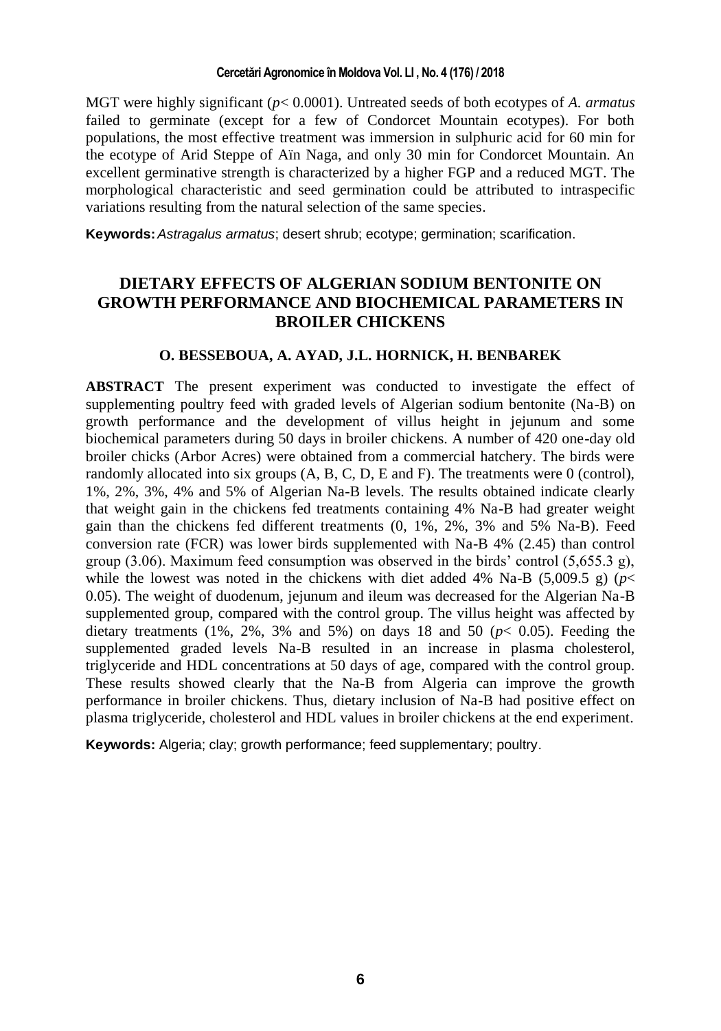MGT were highly significant ($p < 0.0001$). Untreated seeds of both ecotypes of *A. armatus* failed to germinate (except for a few of Condorcet Mountain ecotypes). For both populations, the most effective treatment was immersion in sulphuric acid for 60 min for the ecotype of Arid Steppe of Aïn Naga, and only 30 min for Condorcet Mountain. An excellent germinative strength is characterized by a higher FGP and a reduced MGT. The morphological characteristic and seed germination could be attributed to intraspecific variations resulting from the natural selection of the same species.

**Keywords:** *Astragalus armatus*; desert shrub; ecotype; germination; scarification.

## DIETARY EFFECTS OF ALGERIAN SODIUM BENTONITE ON GROWTH PERFORMANCE AND BIOCHEMICAL PARAMETERS IN BROILER CHICKENS

**O. BESSEBOUA, A. AYAD, J.L. HORNICK, H. BENBAREK**

**ABSTRACT** The present experiment was conducted to investigate the effect of supplementing poultry feed with graded levels of Algerian sodium bentonite (Na-B) on growth performance and the development of villus height in jejunum and some biochemical parameters during 50 days in broiler chickens. A number of 420 one-day old broiler chicks (Arbor Acres) were obtained from a commercial hatchery. The birds were randomly allocated into six groups (A, B, C, D, E and F). The treatments were 0 (control), 1%, 2%, 3%, 4% and 5% of Algerian Na-B levels. The results obtained indicate clearly that weight gain in the chickens fed treatments containing 4% Na-B had greater weight gain than the chickens fed different treatments (0, 1%, 2%, 3% and 5% Na-B). Feed conversion rate (FCR) was lower birds supplemented with Na-B 4% (2.45) than control group (3.06). Maximum feed consumption was observed in the birds' control (5,655.3 g), while the lowest was noted in the chickens with diet added 4% Na-B (5,009.5 g) ($p < 0.05$). The weight of duodenum, jejunum and ileum was decreased for the Algerian Na-B supplemented group, compared with the control group. The villus height was affected by dietary treatments (1%, 2%, 3% and 5%) on days 18 and 50 ($p < 0.05$). Feeding the supplemented graded levels Na-B resulted in an increase in plasma cholesterol, triglyceride and HDL concentrations at 50 days of age, compared with the control group. These results showed clearly that the Na-B from Algeria can improve the growth performance in broiler chickens. Thus, dietary inclusion of Na-B had positive effect on plasma triglyceride, cholesterol and HDL values in broiler chickens at the end experiment.

**Keywords:** Algeria; clay; growth performance; feed supplementary; poultry.